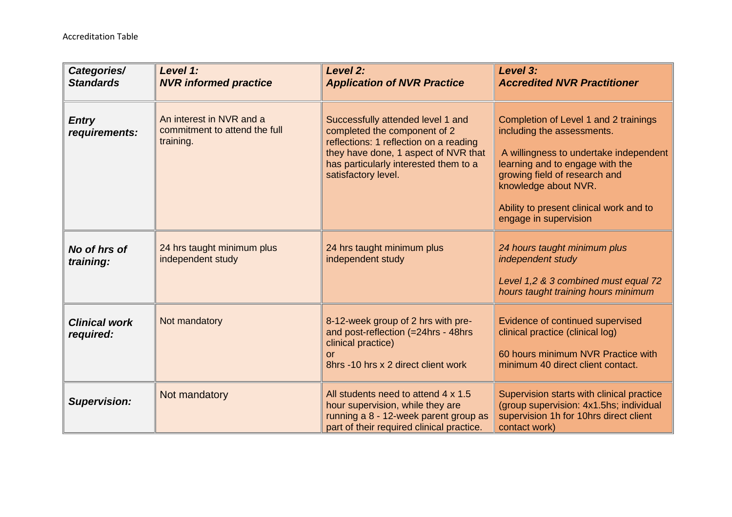Accreditation Table

| ***Categories/ Standards*** | ***Level 1: NVR informed practice*** | ***Level 2: Application of NVR Practice*** | ***Level 3: Accredited NVR Practitioner*** |
|---|---|---|---|
| ***Entry requirements:*** | An interest in NVR and a commitment to attend the full training. | Successfully attended level 1 and completed the component of 2 reflections: 1 reflection on a reading they have done, 1 aspect of NVR that has particularly interested them to a satisfactory level. | Completion of Level 1 and 2 trainings including the assessments.<br><br>A willingness to undertake independent learning and to engage with the growing field of research and knowledge about NVR.<br><br>Ability to present clinical work and to engage in supervision |
| ***No of hrs of training:*** | 24 hrs taught minimum plus independent study | 24 hrs taught minimum plus independent study | *24 hours taught minimum plus independent study*<br><br>*Level 1,2 & 3 combined must equal 72 hours taught training hours minimum* |
| ***Clinical work required:*** | Not mandatory | 8-12-week group of 2 hrs with pre- and post-reflection (=24hrs - 48hrs clinical practice)<br>or<br>8hrs -10 hrs x 2 direct client work | Evidence of continued supervised clinical practice (clinical log)<br><br>60 hours minimum NVR Practice with minimum 40 direct client contact. |
| ***Supervision:*** | Not mandatory | All students need to attend 4 x 1.5 hour supervision, while they are running a 8 - 12-week parent group as part of their required clinical practice. | Supervision starts with clinical practice (group supervision: 4x1.5hs; individual supervision 1h for 10hrs direct client contact work) |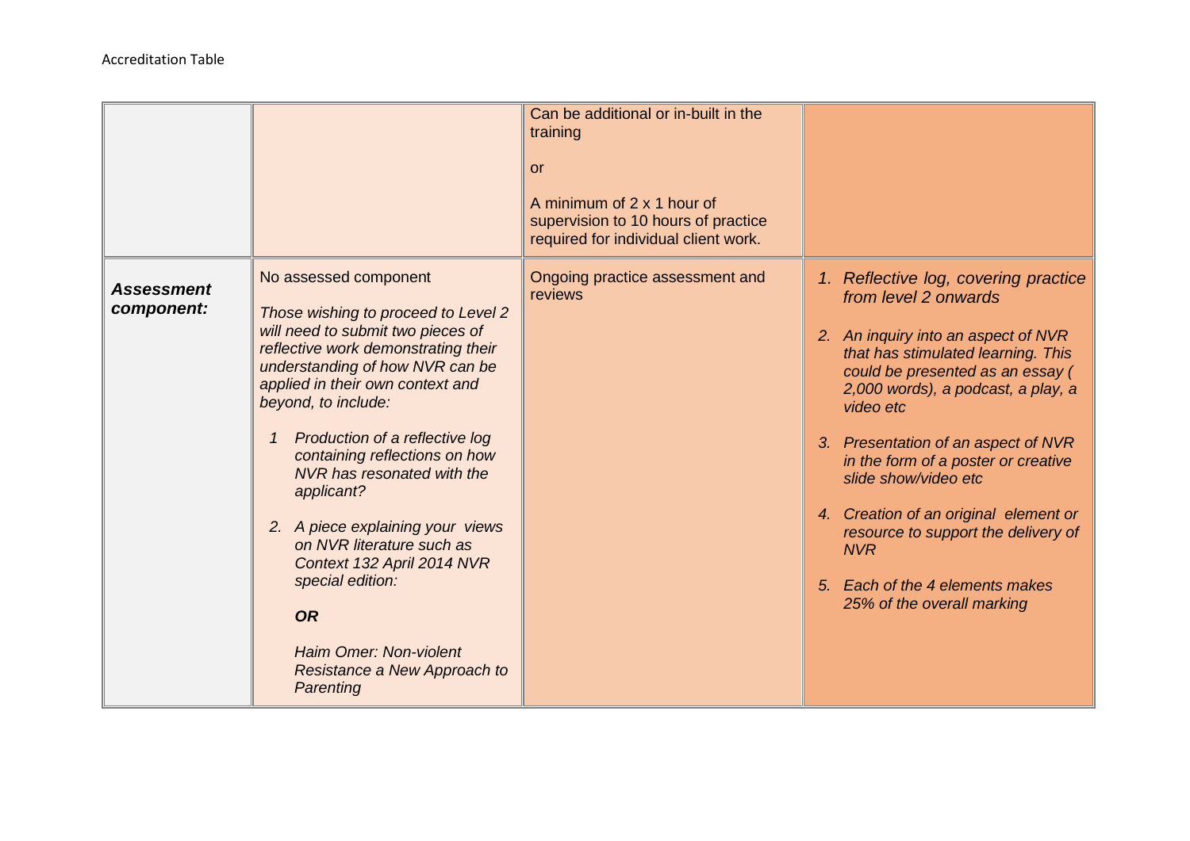Accreditation Table

| | | | |
|---|---|---|---|
| | | Can be additional or in-built in the training<br><br>or<br><br>A minimum of 2 x 1 hour of supervision to 10 hours of practice required for individual client work. | |
| ***Assessment component:*** | No assessed component<br><br>*Those wishing to proceed to Level 2 will need to submit two pieces of reflective work demonstrating their understanding of how NVR can be applied in their own context and beyond, to include:*<br><br>*1 Production of a reflective log containing reflections on how NVR has resonated with the applicant?*<br><br>*2. A piece explaining your views on NVR literature such as Context 132 April 2014 NVR special edition:*<br><br>***OR***<br><br>*Haim Omer: Non-violent Resistance a New Approach to Parenting* | Ongoing practice assessment and reviews | *1. Reflective log, covering practice from level 2 onwards*<br><br>*2. An inquiry into an aspect of NVR that has stimulated learning. This could be presented as an essay ( 2,000 words), a podcast, a play, a video etc*<br><br>*3. Presentation of an aspect of NVR in the form of a poster or creative slide show/video etc*<br><br>*4. Creation of an original element or resource to support the delivery of NVR*<br><br>*5. Each of the 4 elements makes 25% of the overall marking* |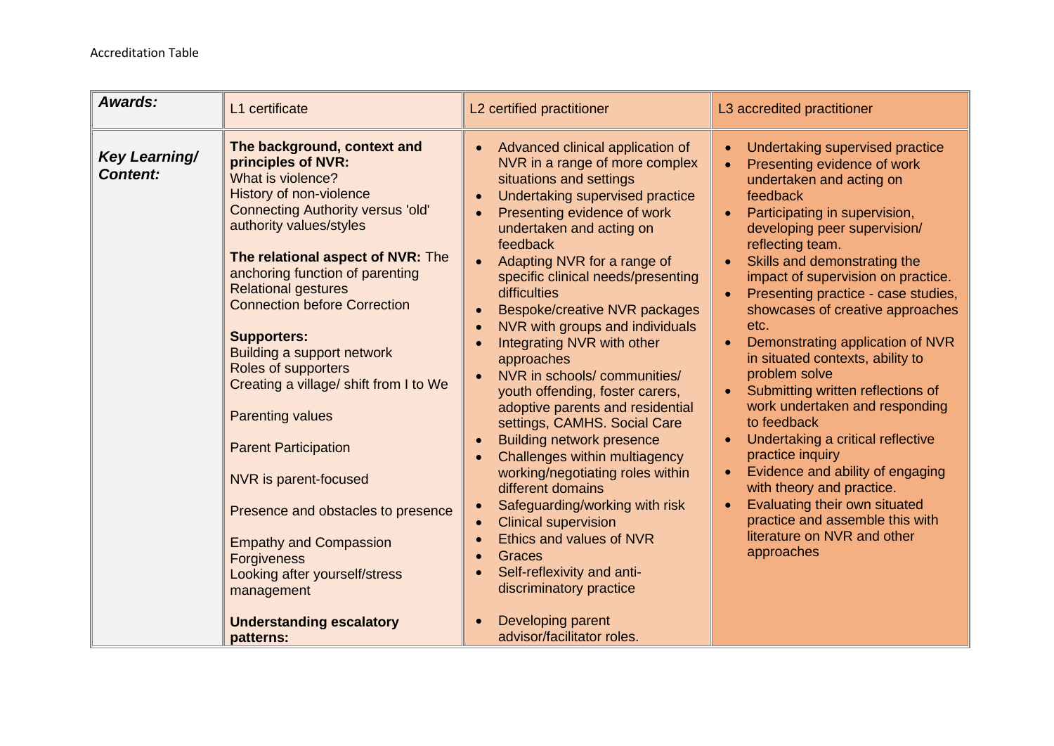Accreditation Table

| ***Awards:*** | L1 certificate | L2 certified practitioner | L3 accredited practitioner |
|---|---|---|---|
| ***Key Learning/ Content:*** | **The background, context and principles of NVR:**<br>What is violence?<br>History of non-violence<br>Connecting Authority versus 'old' authority values/styles<br><br>**The relational aspect of NVR:** The anchoring function of parenting<br>Relational gestures<br>Connection before Correction<br><br>**Supporters:**<br>Building a support network<br>Roles of supporters<br>Creating a village/ shift from I to We<br><br>Parenting values<br><br>Parent Participation<br><br>NVR is parent-focused<br><br>Presence and obstacles to presence<br><br>Empathy and Compassion<br>Forgiveness<br>Looking after yourself/stress management<br><br>**Understanding escalatory patterns:** | • Advanced clinical application of NVR in a range of more complex situations and settings<br>• Undertaking supervised practice<br>• Presenting evidence of work undertaken and acting on feedback<br>• Adapting NVR for a range of specific clinical needs/presenting difficulties<br>• Bespoke/creative NVR packages<br>• NVR with groups and individuals<br>• Integrating NVR with other approaches<br>• NVR in schools/ communities/ youth offending, foster carers, adoptive parents and residential settings, CAMHS. Social Care<br>• Building network presence<br>• Challenges within multiagency working/negotiating roles within different domains<br>• Safeguarding/working with risk<br>• Clinical supervision<br>• Ethics and values of NVR<br>• Graces<br>• Self-reflexivity and anti-discriminatory practice<br><br>• Developing parent advisor/facilitator roles. | • Undertaking supervised practice<br>• Presenting evidence of work undertaken and acting on feedback<br>• Participating in supervision, developing peer supervision/ reflecting team.<br>• Skills and demonstrating the impact of supervision on practice.<br>• Presenting practice - case studies, showcases of creative approaches etc.<br>• Demonstrating application of NVR in situated contexts, ability to problem solve<br>• Submitting written reflections of work undertaken and responding to feedback<br>• Undertaking a critical reflective practice inquiry<br>• Evidence and ability of engaging with theory and practice.<br>• Evaluating their own situated practice and assemble this with literature on NVR and other approaches |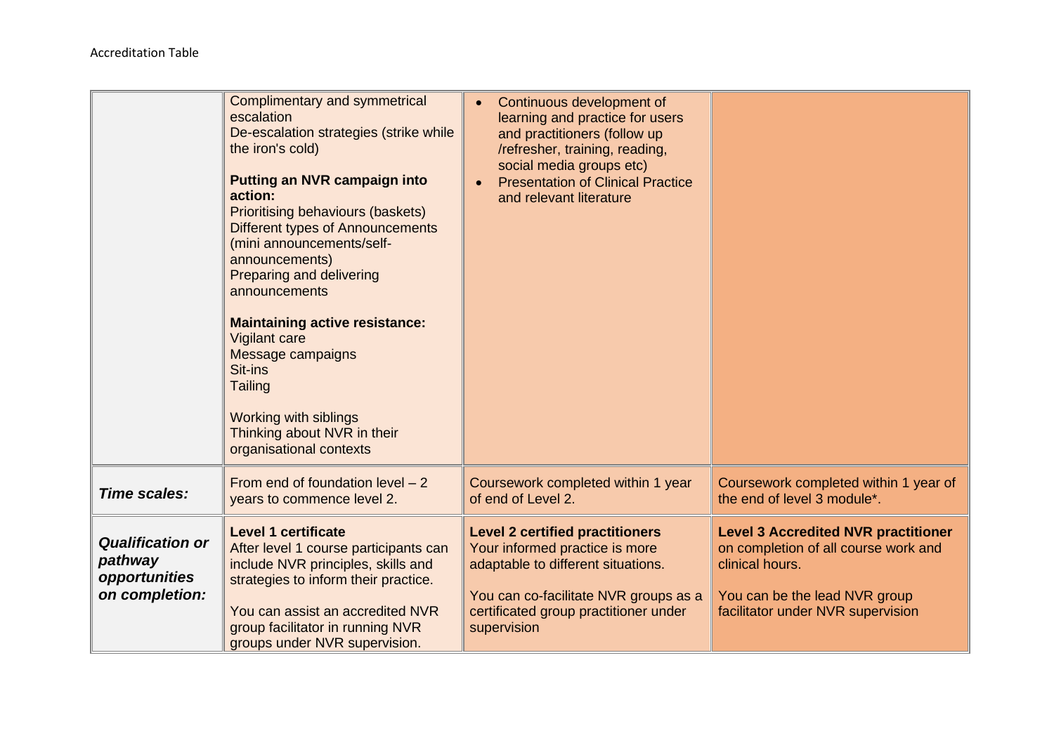Accreditation Table

| | | | |
|---|---|---|---|
| | Complimentary and symmetrical escalation<br>De-escalation strategies (strike while the iron's cold)<br><br>**Putting an NVR campaign into action:**<br>Prioritising behaviours (baskets)<br>Different types of Announcements (mini announcements/self-announcements)<br>Preparing and delivering announcements<br><br>**Maintaining active resistance:**<br>Vigilant care<br>Message campaigns<br>Sit-ins<br>Tailing<br><br>Working with siblings<br>Thinking about NVR in their organisational contexts | • Continuous development of learning and practice for users and practitioners (follow up /refresher, training, reading, social media groups etc)<br>• Presentation of Clinical Practice and relevant literature | |
| ***Time scales:*** | From end of foundation level – 2 years to commence level 2. | Coursework completed within 1 year of end of Level 2. | Coursework completed within 1 year of the end of level 3 module*. |
| ***Qualification or pathway opportunities on completion:*** | **Level 1 certificate**<br>After level 1 course participants can include NVR principles, skills and strategies to inform their practice.<br><br>You can assist an accredited NVR group facilitator in running NVR groups under NVR supervision. | **Level 2 certified practitioners**<br>Your informed practice is more adaptable to different situations.<br><br>You can co-facilitate NVR groups as a certificated group practitioner under supervision | **Level 3 Accredited NVR practitioner** on completion of all course work and clinical hours.<br><br>You can be the lead NVR group facilitator under NVR supervision |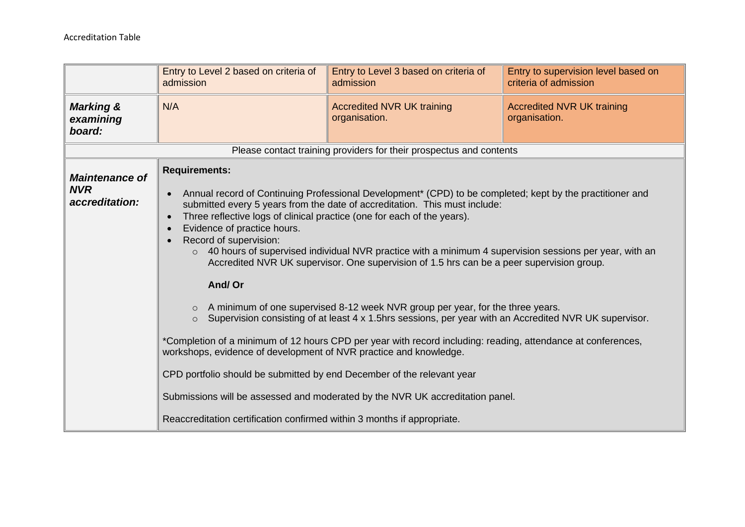Accreditation Table

| | | | |
|---|---|---|---|
| | Entry to Level 2 based on criteria of admission | Entry to Level 3 based on criteria of admission | Entry to supervision level based on criteria of admission |
| ***Marking & examining board:*** | N/A | Accredited NVR UK training organisation. | Accredited NVR UK training organisation. |
| Please contact training providers for their prospectus and contents | | | |
| ***Maintenance of NVR accreditation:*** | **Requirements:**<br><br>• Annual record of Continuing Professional Development* (CPD) to be completed; kept by the practitioner and submitted every 5 years from the date of accreditation. This must include:<br>• Three reflective logs of clinical practice (one for each of the years).<br>• Evidence of practice hours.<br>• Record of supervision:<br>  ○ 40 hours of supervised individual NVR practice with a minimum 4 supervision sessions per year, with an Accredited NVR UK supervisor. One supervision of 1.5 hrs can be a peer supervision group.<br><br>  **And/ Or**<br><br>  ○ A minimum of one supervised 8-12 week NVR group per year, for the three years.<br>  ○ Supervision consisting of at least 4 x 1.5hrs sessions, per year with an Accredited NVR UK supervisor.<br><br>*Completion of a minimum of 12 hours CPD per year with record including: reading, attendance at conferences, workshops, evidence of development of NVR practice and knowledge.<br><br>CPD portfolio should be submitted by end December of the relevant year<br><br>Submissions will be assessed and moderated by the NVR UK accreditation panel.<br><br>Reaccreditation certification confirmed within 3 months if appropriate. | | |